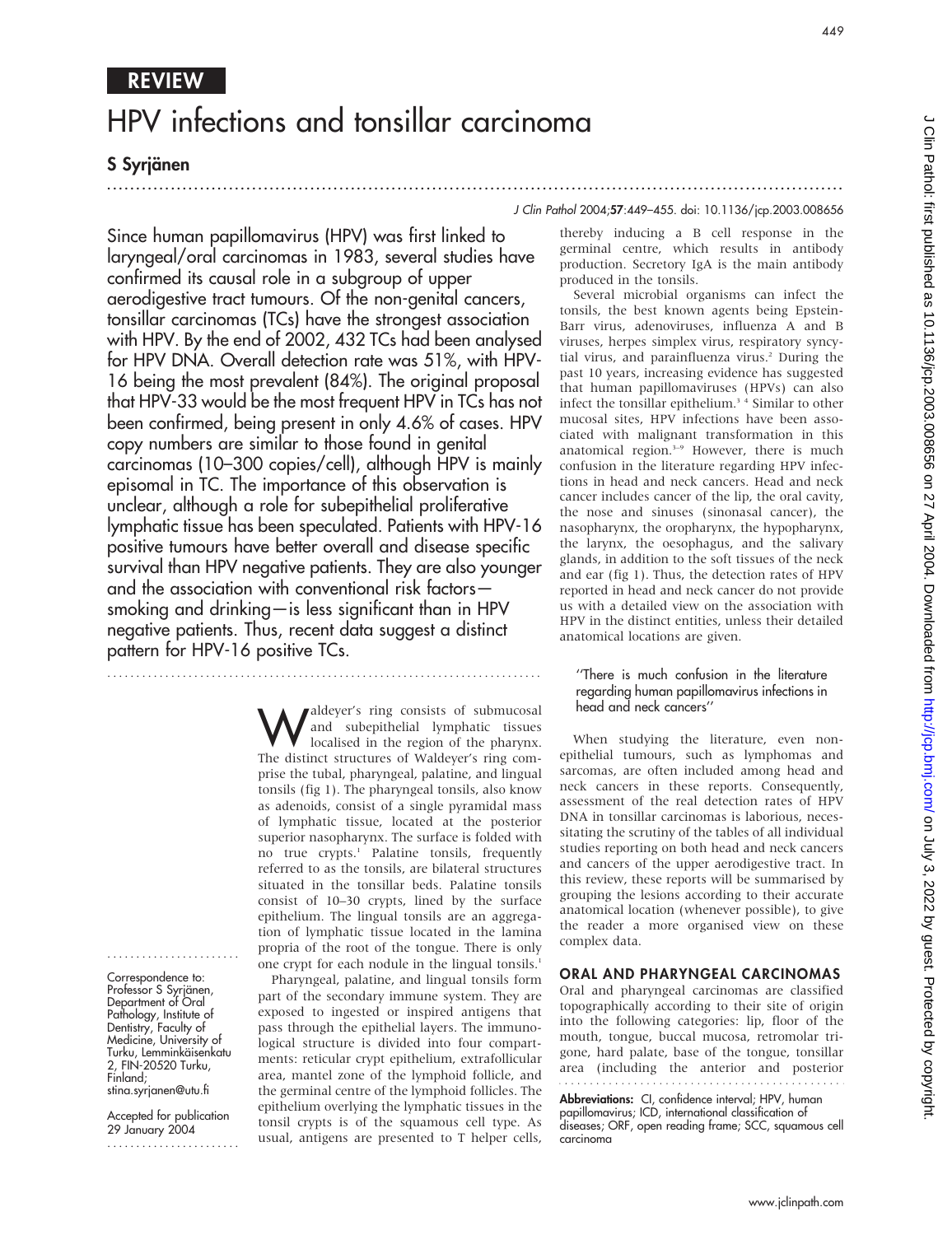REVIEW

# HPV infections and tonsillar carcinoma

## S Syrjänen

J Clin Pathol 2004;**57**:449–455. doi: 10.1136/jcp.2003.008656

Since human papillomavirus (HPV) was first linked to laryngeal/oral carcinomas in 1983, several studies have confirmed its causal role in a subgroup of upper aerodigestive tract tumours. Of the non-genital cancers, tonsillar carcinomas (TCs) have the strongest association with HPV. By the end of 2002, 432 TCs had been analysed for HPV DNA. Overall detection rate was 51%, with HPV-16 being the most prevalent (84%). The original proposal that HPV-33 would be the most frequent HPV in TCs has not been confirmed, being present in only 4.6% of cases. HPV copy numbers are similar to those found in genital carcinomas (10–300 copies/cell), although HPV is mainly episomal in TC. The importance of this observation is unclear, although a role for subepithelial proliferative lymphatic tissue has been speculated. Patients with HPV-16 positive tumours have better overall and disease specific survival than HPV negative patients. They are also younger and the association with conventional risk factors—smoking and drinking—is less significant than in HPV negative patients. Thus, recent data suggest a distinct pattern for HPV-16 positive TCs.

Waldeyer's ring consists of submucosal and subepithelial lymphatic tissues localised in the region of the pharynx. The distinct structures of Waldeyer's ring comprise the tubal, pharyngeal, palatine, and lingual tonsils (fig 1). The pharyngeal tonsils, also know as adenoids, consist of a single pyramidal mass of lymphatic tissue, located at the posterior superior nasopharynx. The surface is folded with no true crypts.[1] Palatine tonsils, frequently referred to as the tonsils, are bilateral structures situated in the tonsillar beds. Palatine tonsils consist of 10–30 crypts, lined by the surface epithelium. The lingual tonsils are an aggregation of lymphatic tissue located in the lamina propria of the root of the tongue. There is only one crypt for each nodule in the lingual tonsils.[1]

Pharyngeal, palatine, and lingual tonsils form part of the secondary immune system. They are exposed to ingested or inspired antigens that pass through the epithelial layers. The immunological structure is divided into four compartments: reticular crypt epithelium, extrafollicular area, mantel zone of the lymphoid follicle, and the germinal centre of the lymphoid follicles. The epithelium overlying the lymphatic tissues in the tonsil crypts is of the squamous cell type. As usual, antigens are presented to T helper cells, thereby inducing a B cell response in the germinal centre, which results in antibody production. Secretory IgA is the main antibody produced in the tonsils.

Several microbial organisms can infect the tonsils, the best known agents being Epstein-Barr virus, adenoviruses, influenza A and B viruses, herpes simplex virus, respiratory syncytial virus, and parainfluenza virus.[2] During the past 10 years, increasing evidence has suggested that human papillomaviruses (HPVs) can also infect the tonsillar epithelium.[3 4] Similar to other mucosal sites, HPV infections have been associated with malignant transformation in this anatomical region.[3–9] However, there is much confusion in the literature regarding HPV infections in head and neck cancers. Head and neck cancer includes cancer of the lip, the oral cavity, the nose and sinuses (sinonasal cancer), the nasopharynx, the oropharynx, the hypopharynx, the larynx, the oesophagus, and the salivary glands, in addition to the soft tissues of the neck and ear (fig 1). Thus, the detection rates of HPV reported in head and neck cancer do not provide us with a detailed view on the association with HPV in the distinct entities, unless their detailed anatomical locations are given.

> "There is much confusion in the literature regarding human papillomavirus infections in head and neck cancers"

When studying the literature, even non-epithelial tumours, such as lymphomas and sarcomas, are often included among head and neck cancers in these reports. Consequently, assessment of the real detection rates of HPV DNA in tonsillar carcinomas is laborious, necessitating the scrutiny of the tables of all individual studies reporting on both head and neck cancers and cancers of the upper aerodigestive tract. In this review, these reports will be summarised by grouping the lesions according to their accurate anatomical location (whenever possible), to give the reader a more organised view on these complex data.

## ORAL AND PHARYNGEAL CARCINOMAS

Oral and pharyngeal carcinomas are classified topographically according to their site of origin into the following categories: lip, floor of the mouth, tongue, buccal mucosa, retromolar trigone, hard palate, base of the tongue, tonsillar area (including the anterior and posterior

Correspondence to: Professor S Syrjänen, Department of Oral Pathology, Institute of Dentistry, Faculty of Medicine, University of Turku, Lemminkäisenkatu 2, FIN-20520 Turku, Finland; stina.syrjanen@utu.fi

Accepted for publication 29 January 2004

**Abbreviations:** CI, confidence interval; HPV, human papillomavirus; ICD, international classification of diseases; ORF, open reading frame; SCC, squamous cell carcinoma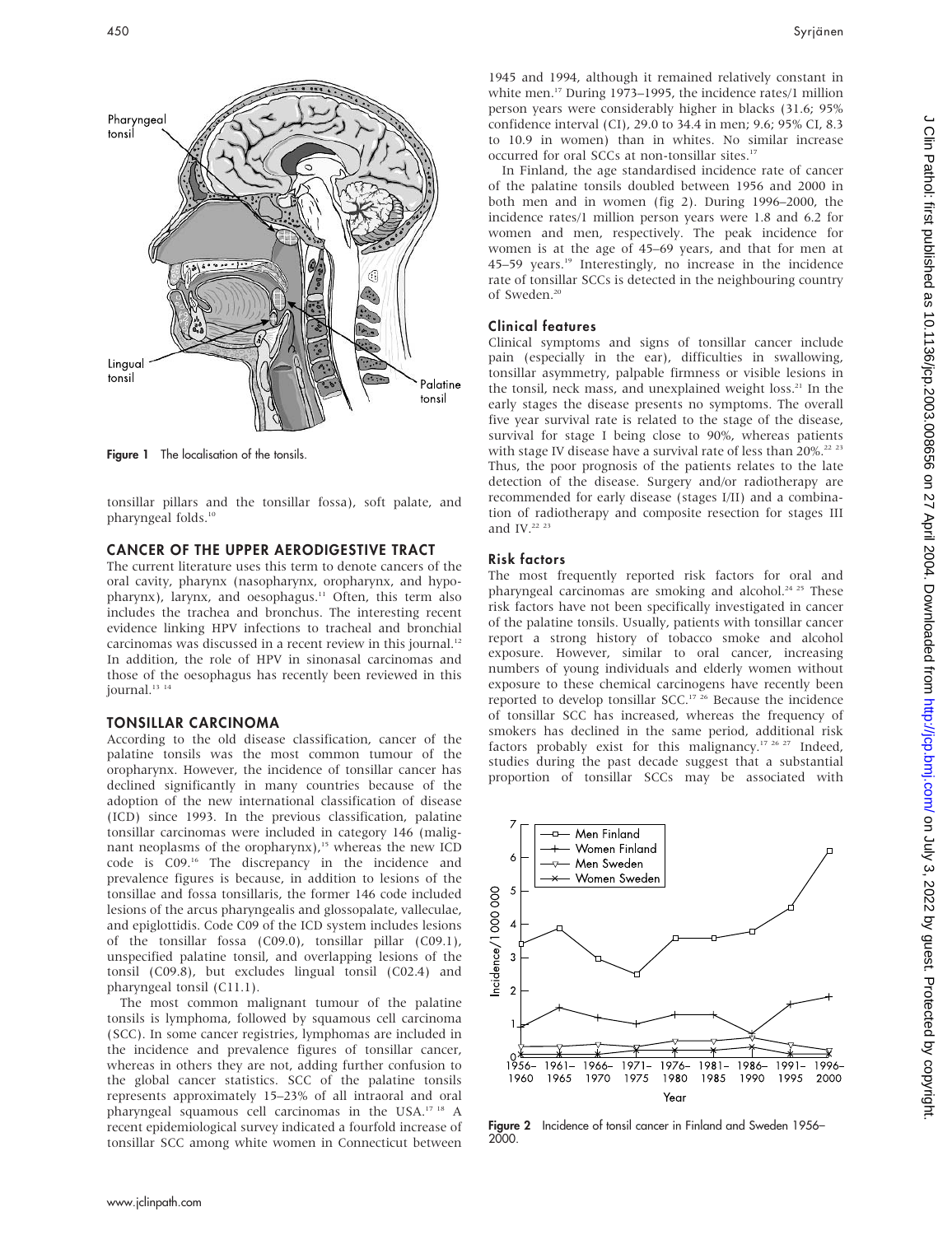Pharyngeal tonsil

Lingual tonsil

Palatine tonsil

**Figure 1** The localisation of the tonsils.

tonsillar pillars and the tonsillar fossa), soft palate, and pharyngeal folds.[10]

## CANCER OF THE UPPER AERODIGESTIVE TRACT

The current literature uses this term to denote cancers of the oral cavity, pharynx (nasopharynx, oropharynx, and hypopharynx), larynx, and oesophagus.[11] Often, this term also includes the trachea and bronchus. The interesting recent evidence linking HPV infections to tracheal and bronchial carcinomas was discussed in a recent review in this journal.[12] In addition, the role of HPV in sinonasal carcinomas and those of the oesophagus has recently been reviewed in this journal.[13 14]

## TONSILLAR CARCINOMA

According to the old disease classification, cancer of the palatine tonsils was the most common tumour of the oropharynx. However, the incidence of tonsillar cancer has declined significantly in many countries because of the adoption of the new international classification of disease (ICD) since 1993. In the previous classification, palatine tonsillar carcinomas were included in category 146 (malignant neoplasms of the oropharynx),[15] whereas the new ICD code is C09.[16] The discrepancy in the incidence and prevalence figures is because, in addition to lesions of the tonsillae and fossa tonsillaris, the former 146 code included lesions of the arcus pharyngealis and glossopalate, valleculae, and epiglottidis. Code C09 of the ICD system includes lesions of the tonsillar fossa (C09.0), tonsillar pillar (C09.1), unspecified palatine tonsil, and overlapping lesions of the tonsil (C09.8), but excludes lingual tonsil (C02.4) and pharyngeal tonsil (C11.1).

The most common malignant tumour of the palatine tonsils is lymphoma, followed by squamous cell carcinoma (SCC). In some cancer registries, lymphomas are included in the incidence and prevalence figures of tonsillar cancer, whereas in others they are not, adding further confusion to the global cancer statistics. SCC of the palatine tonsils represents approximately 15–23% of all intraoral and oral pharyngeal squamous cell carcinomas in the USA.[17 18] A recent epidemiological survey indicated a fourfold increase of tonsillar SCC among white women in Connecticut between 1945 and 1994, although it remained relatively constant in white men.[17] During 1973–1995, the incidence rates/1 million person years were considerably higher in blacks (31.6; 95% confidence interval (CI), 29.0 to 34.4 in men; 9.6; 95% CI, 8.3 to 10.9 in women) than in whites. No similar increase occurred for oral SCCs at non-tonsillar sites.[17]

In Finland, the age standardised incidence rate of cancer of the palatine tonsils doubled between 1956 and 2000 in both men and in women (fig 2). During 1996–2000, the incidence rates/1 million person years were 1.8 and 6.2 for women and men, respectively. The peak incidence for women is at the age of 45–69 years, and that for men at 45–59 years.[19] Interestingly, no increase in the incidence rate of tonsillar SCCs is detected in the neighbouring country of Sweden.[20]

### Clinical features

Clinical symptoms and signs of tonsillar cancer include pain (especially in the ear), difficulties in swallowing, tonsillar asymmetry, palpable firmness or visible lesions in the tonsil, neck mass, and unexplained weight loss.[21] In the early stages the disease presents no symptoms. The overall five year survival rate is related to the stage of the disease, survival for stage I being close to 90%, whereas patients with stage IV disease have a survival rate of less than 20%.[22 23] Thus, the poor prognosis of the patients relates to the late detection of the disease. Surgery and/or radiotherapy are recommended for early disease (stages I/II) and a combination of radiotherapy and composite resection for stages III and IV.[22 23]

### Risk factors

The most frequently reported risk factors for oral and pharyngeal carcinomas are smoking and alcohol.[24 25] These risk factors have not been specifically investigated in cancer of the palatine tonsils. Usually, patients with tonsillar cancer report a strong history of tobacco smoke and alcohol exposure. However, similar to oral cancer, increasing numbers of young individuals and elderly women without exposure to these chemical carcinogens have recently been reported to develop tonsillar SCC.[17 26] Because the incidence of tonsillar SCC has increased, whereas the frequency of smokers has declined in the same period, additional risk factors probably exist for this malignancy.[17 26 27] Indeed, studies during the past decade suggest that a substantial proportion of tonsillar SCCs may be associated with

Men Finland
Women Finland
Men Sweden
Women Sweden

Incidence/1 000 000

0 1 2 3 4 5 6 7

1956–1960 1961–1965 1966–1970 1971–1975 1976–1980 1981–1985 1986–1990 1991–1995 1996–2000

Year

**Figure 2** Incidence of tonsil cancer in Finland and Sweden 1956–2000.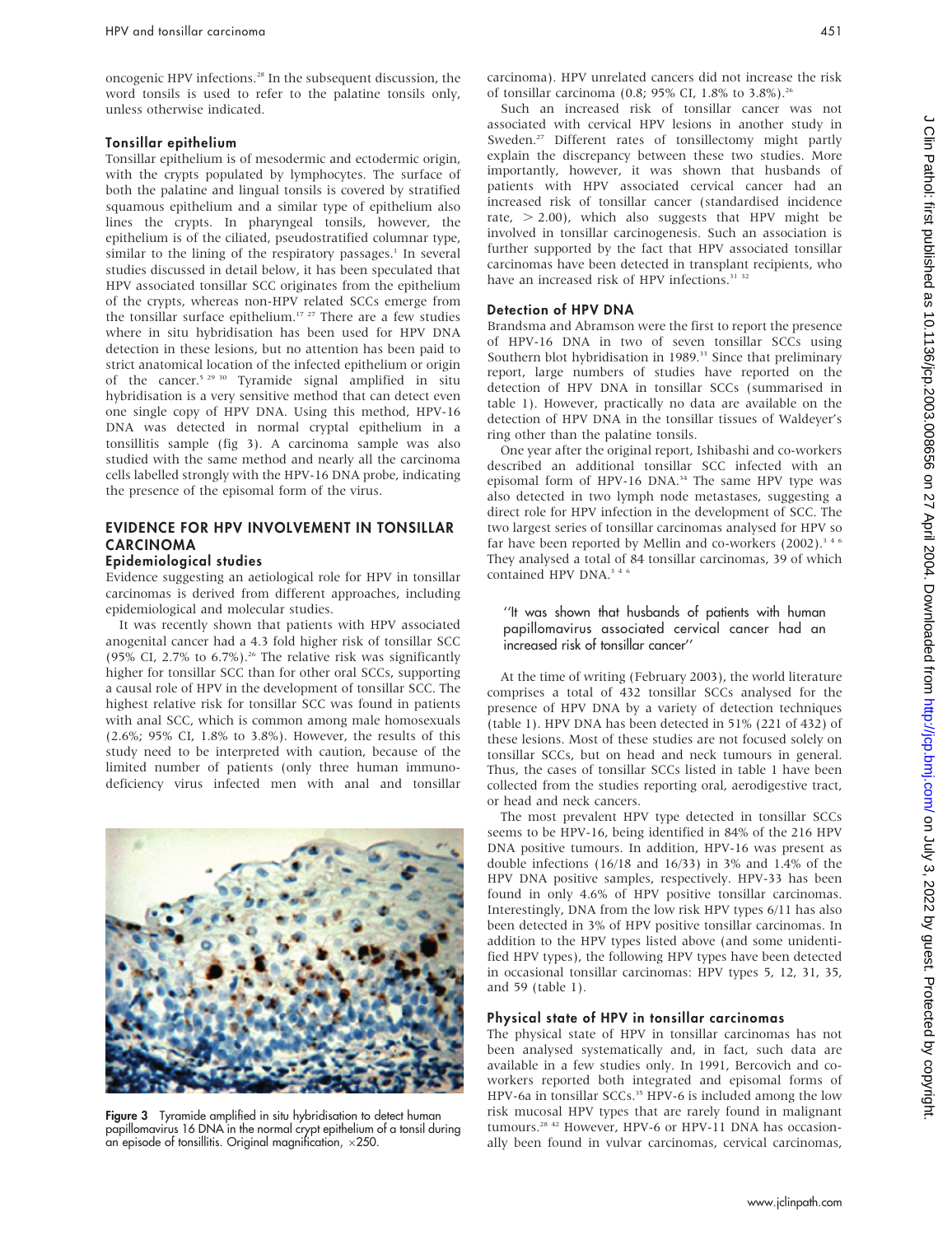oncogenic HPV infections.[28] In the subsequent discussion, the word tonsils is used to refer to the palatine tonsils only, unless otherwise indicated.

### Tonsillar epithelium

Tonsillar epithelium is of mesodermic and ectodermic origin, with the crypts populated by lymphocytes. The surface of both the palatine and lingual tonsils is covered by stratified squamous epithelium and a similar type of epithelium also lines the crypts. In pharyngeal tonsils, however, the epithelium is of the ciliated, pseudostratified columnar type, similar to the lining of the respiratory passages.[1] In several studies discussed in detail below, it has been speculated that HPV associated tonsillar SCC originates from the epithelium of the crypts, whereas non-HPV related SCCs emerge from the tonsillar surface epithelium.[17 27] There are a few studies where in situ hybridisation has been used for HPV DNA detection in these lesions, but no attention has been paid to strict anatomical location of the infected epithelium or origin of the cancer.[5 29 30] Tyramide signal amplified in situ hybridisation is a very sensitive method that can detect even one single copy of HPV DNA. Using this method, HPV-16 DNA was detected in normal cryptal epithelium in a tonsillitis sample (fig 3). A carcinoma sample was also studied with the same method and nearly all the carcinoma cells labelled strongly with the HPV-16 DNA probe, indicating the presence of the episomal form of the virus.

## EVIDENCE FOR HPV INVOLVEMENT IN TONSILLAR CARCINOMA

### Epidemiological studies

Evidence suggesting an aetiological role for HPV in tonsillar carcinomas is derived from different approaches, including epidemiological and molecular studies.

It was recently shown that patients with HPV associated anogenital cancer had a 4.3 fold higher risk of tonsillar SCC (95% CI, 2.7% to 6.7%).[26] The relative risk was significantly higher for tonsillar SCC than for other oral SCCs, supporting a causal role of HPV in the development of tonsillar SCC. The highest relative risk for tonsillar SCC was found in patients with anal SCC, which is common among male homosexuals (2.6%; 95% CI, 1.8% to 3.8%). However, the results of this study need to be interpreted with caution, because of the limited number of patients (only three human immunodeficiency virus infected men with anal and tonsillar carcinoma). HPV unrelated cancers did not increase the risk of tonsillar carcinoma (0.8; 95% CI, 1.8% to 3.8%).[26]

Figure 3 Tyramide amplified in situ hybridisation to detect human papillomavirus 16 DNA in the normal crypt epithelium of a tonsil during an episode of tonsillitis. Original magnification, ×250.

Such an increased risk of tonsillar cancer was not associated with cervical HPV lesions in another study in Sweden.[27] Different rates of tonsillectomy might partly explain the discrepancy between these two studies. More importantly, however, it was shown that husbands of patients with HPV associated cervical cancer had an increased risk of tonsillar cancer (standardised incidence rate, $> 2.00$), which also suggests that HPV might be involved in tonsillar carcinogenesis. Such an association is further supported by the fact that HPV associated tonsillar carcinomas have been detected in transplant recipients, who have an increased risk of HPV infections.[31 32]

### Detection of HPV DNA

Brandsma and Abramson were the first to report the presence of HPV-16 DNA in two of seven tonsillar SCCs using Southern blot hybridisation in 1989.[33] Since that preliminary report, large numbers of studies have reported on the detection of HPV DNA in tonsillar SCCs (summarised in table 1). However, practically no data are available on the detection of HPV DNA in the tonsillar tissues of Waldeyer's ring other than the palatine tonsils.

One year after the original report, Ishibashi and co-workers described an additional tonsillar SCC infected with an episomal form of HPV-16 DNA.[34] The same HPV type was also detected in two lymph node metastases, suggesting a direct role for HPV infection in the development of SCC. The two largest series of tonsillar carcinomas analysed for HPV so far have been reported by Mellin and co-workers (2002).[3 4 6] They analysed a total of 84 tonsillar carcinomas, 39 of which contained HPV DNA.[3 4 6]

> "It was shown that husbands of patients with human papillomavirus associated cervical cancer had an increased risk of tonsillar cancer"

At the time of writing (February 2003), the world literature comprises a total of 432 tonsillar SCCs analysed for the presence of HPV DNA by a variety of detection techniques (table 1). HPV DNA has been detected in 51% (221 of 432) of these lesions. Most of these studies are not focused solely on tonsillar SCCs, but on head and neck tumours in general. Thus, the cases of tonsillar SCCs listed in table 1 have been collected from the studies reporting oral, aerodigestive tract, or head and neck cancers.

The most prevalent HPV type detected in tonsillar SCCs seems to be HPV-16, being identified in 84% of the 216 HPV DNA positive tumours. In addition, HPV-16 was present as double infections (16/18 and 16/33) in 3% and 1.4% of the HPV DNA positive samples, respectively. HPV-33 has been found in only 4.6% of HPV positive tonsillar carcinomas. Interestingly, DNA from the low risk HPV types 6/11 has also been detected in 3% of HPV positive tonsillar carcinomas. In addition to the HPV types listed above (and some unidentified HPV types), the following HPV types have been detected in occasional tonsillar carcinomas: HPV types 5, 12, 31, 35, and 59 (table 1).

### Physical state of HPV in tonsillar carcinomas

The physical state of HPV in tonsillar carcinomas has not been analysed systematically and, in fact, such data are available in a few studies only. In 1991, Bercovich and co-workers reported both integrated and episomal forms of HPV-6a in tonsillar SCCs.[35] HPV-6 is included among the low risk mucosal HPV types that are rarely found in malignant tumours.[28 42] However, HPV-6 or HPV-11 DNA has occasionally been found in vulvar carcinomas, cervical carcinomas,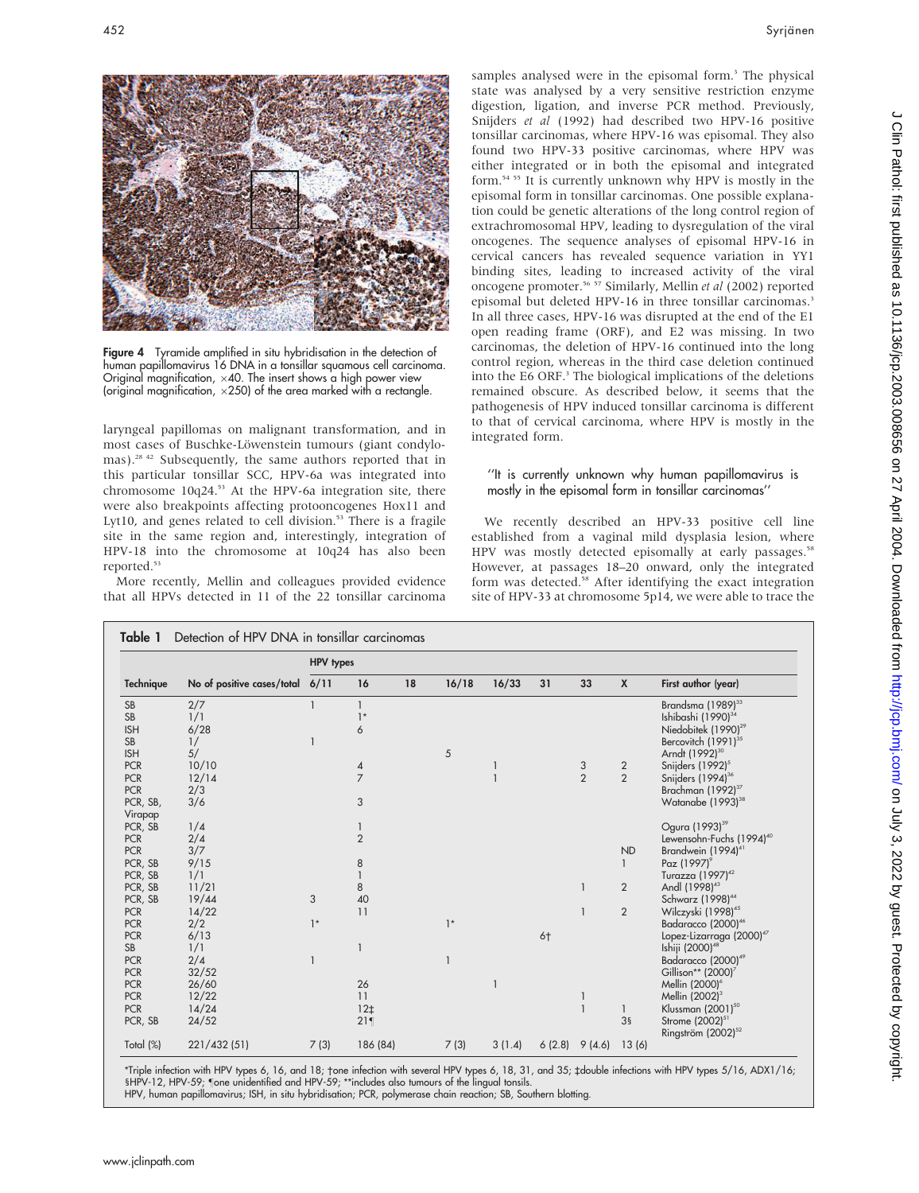Figure 4 Tyramide amplified in situ hybridisation in the detection of human papillomavirus 16 DNA in a tonsillar squamous cell carcinoma. Original magnification, ×40. The insert shows a high power view (original magnification, ×250) of the area marked with a rectangle.

laryngeal papillomas on malignant transformation, and in most cases of Buschke-Löwenstein tumours (giant condylomas).[28 42] Subsequently, the same authors reported that in this particular tonsillar SCC, HPV-6a was integrated into chromosome 10q24.[53] At the HPV-6a integration site, there were also breakpoints affecting protooncogenes Hox11 and Lyt10, and genes related to cell division.[53] There is a fragile site in the same region and, interestingly, integration of HPV-18 into the chromosome at 10q24 has also been reported.[53]

More recently, Mellin and colleagues provided evidence that all HPVs detected in 11 of the 22 tonsillar carcinoma samples analysed were in the episomal form.[3] The physical state was analysed by a very sensitive restriction enzyme digestion, ligation, and inverse PCR method. Previously, Snijders *et al* (1992) had described two HPV-16 positive tonsillar carcinomas, where HPV-16 was episomal. They also found two HPV-33 positive carcinomas, where HPV was either integrated or in both the episomal and integrated form.[54 55] It is currently unknown why HPV is mostly in the episomal form in tonsillar carcinomas. One possible explanation could be genetic alterations of the long control region of extrachromosomal HPV, leading to dysregulation of the viral oncogenes. The sequence analyses of episomal HPV-16 in cervical cancers has revealed sequence variation in YY1 binding sites, leading to increased activity of the viral oncogene promoter.[56 57] Similarly, Mellin *et al* (2002) reported episomal but deleted HPV-16 in three tonsillar carcinomas.[3] In all three cases, HPV-16 was disrupted at the end of the E1 open reading frame (ORF), and E2 was missing. In two carcinomas, the deletion of HPV-16 continued into the long control region, whereas in the third case deletion continued into the E6 ORF.[3] The biological implications of the deletions remained obscure. As described below, it seems that the pathogenesis of HPV induced tonsillar carcinoma is different to that of cervical carcinoma, where HPV is mostly in the integrated form.

> "It is currently unknown why human papillomavirus is mostly in the episomal form in tonsillar carcinomas"

We recently described an HPV-33 positive cell line established from a vaginal mild dysplasia lesion, where HPV was mostly detected episomally at early passages.[58] However, at passages 18–20 onward, only the integrated form was detected.[58] After identifying the exact integration site of HPV-33 at chromosome 5p14, we were able to trace the

**Table 1** Detection of HPV DNA in tonsillar carcinomas

| | | HPV types | | | | | | | | |
|---|---|---|---|---|---|---|---|---|---|---|
| Technique | No of positive cases/total | 6/11 | 16 | 18 | 16/18 | 16/33 | 31 | 33 | X | First author (year) |
| SB | 2/7 | 1 | 1 | | | | | | | Brandsma (1989)[33] |
| SB | 1/1 | | 1* | | | | | | | Ishibashi (1990)[34] |
| ISH | 6/28 | | 6 | | | | | | | Niedobitek (1990)[29] |
| SB | 1/ | 1 | | | | | | | | Bercovitch (1991)[35] |
| ISH | 5/ | | | | 5 | | | | | Arndt (1992)[30] |
| PCR | 10/10 | | 4 | | | 1 | | 3 | 2 | Snijders (1992)[5] |
| PCR | 12/14 | | 7 | | | 1 | | 2 | 2 | Snijders (1994)[36] |
| PCR | 2/3 | | | | | | | | | Brachman (1992)[37] |
| PCR, SB, Virapap | 3/6 | | 3 | | | | | | | Watanabe (1993)[38] |
| PCR, SB | 1/4 | | 1 | | | | | | | Ogura (1993)[39] |
| PCR | 2/4 | | 2 | | | | | | | Lewensohn-Fuchs (1994)[40] |
| PCR | 3/7 | | | | | | | | ND | Brandwein (1994)[41] |
| PCR, SB | 9/15 | | 8 | | | | | | 1 | Paz (1997)[9] |
| PCR, SB | 1/1 | | 1 | | | | | | | Turazza (1997)[42] |
| PCR, SB | 11/21 | | 8 | | | | | 1 | 2 | Andl (1998)[43] |
| PCR, SB | 19/44 | 3 | 40 | | | | | | | Schwarz (1998)[44] |
| PCR | 14/22 | | 11 | | | | | 1 | 2 | Wilczyski (1998)[45] |
| PCR | 2/2 | 1* | | | 1* | | | | | Badaracco (2000)[46] |
| PCR | 6/13 | | | | | | 6† | | | Lopez-Lizarraga (2000)[47] |
| SB | 1/1 | | 1 | | | | | | | Ishiji (2000)[48] |
| PCR | 2/4 | 1 | | | 1 | | | | | Badaracco (2000)[49] |
| PCR | 32/52 | | | | | | | | | Gillison** (2000)[7] |
| PCR | 26/60 | | 26 | | | 1 | | | | Mellin (2000)[6] |
| PCR | 12/22 | | 11 | | | | | 1 | | Mellin (2002)[3] |
| PCR | 14/24 | | 12‡ | | | | | 1 | 1 | Klussman (2001)[50] |
| PCR, SB | 24/52 | | 21¶ | | | | | | 3§ | Strome (2002)[51] |
| | | | | | | | | | | Ringström (2002)[52] |
| Total (%) | 221/432 (51) | 7 (3) | 186 (84) | | 7 (3) | 3 (1.4) | 6 (2.8) | 9 (4.6) | 13 (6) | |

*Triple infection with HPV types 6, 16, and 18; †one infection with several HPV types 6, 18, 31, and 35; ‡double infections with HPV types 5/16, ADX1/16; §HPV-12, HPV-59; ¶one unidentified and HPV-59; **includes also tumours of the lingual tonsils.
HPV, human papillomavirus; ISH, in situ hybridisation; PCR, polymerase chain reaction; SB, Southern blotting.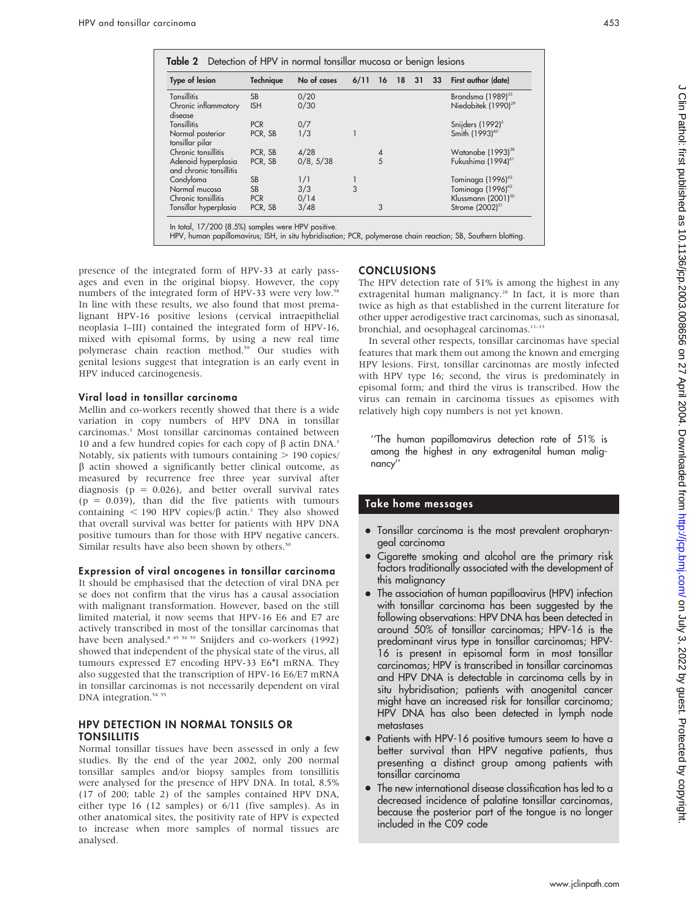**Table 2** Detection of HPV in normal tonsillar mucosa or benign lesions

| Type of lesion | Technique | No of cases | 6/11 | 16 | 18 | 31 | 33 | First author (date) |
|---|---|---|---|---|---|---|---|---|
| Tonsillitis | SB | 0/20 | | | | | | Brandsma (1989)[33] |
| Chronic inflammatory disease | ISH | 0/30 | | | | | | Niedobitek (1990)[29] |
| Tonsillitis | PCR | 0/7 | | | | | | Snijders (1992)[5] |
| Normal posterior tonsillar pilar | PCR, SB | 1/3 | 1 | | | | | Smith (1993)[60] |
| Chronic tonsillitis | PCR, SB | 4/28 | | 4 | | | | Watanabe (1993)[38] |
| Adenoid hyperplasia and chronic tonsillitis | PCR, SB | 0/8, 5/38 | | 5 | | | | Fukushima (1994)[61] |
| Condyloma | SB | 1/1 | 1 | | | | | Tominaga (1996)[62] |
| Normal mucosa | SB | 3/3 | 3 | | | | | Tominaga (1996)[62] |
| Chronic tonsillitis | PCR | 0/14 | | | | | | Klussmann (2001)[50] |
| Tonsillar hyperplasia | PCR, SB | 3/48 | | 3 | | | | Strome (2002)[51] |

In total, 17/200 (8.5%) samples were HPV positive.
HPV, human papillomavirus; ISH, in situ hybridisation; PCR, polymerase chain reaction; SB, Southern blotting.

presence of the integrated form of HPV-33 at early passages and even in the original biopsy. However, the copy numbers of the integrated form of HPV-33 were very low.[58] In line with these results, we also found that most premalignant HPV-16 positive lesions (cervical intraepithelial neoplasia I–III) contained the integrated form of HPV-16, mixed with episomal forms, by using a new real time polymerase chain reaction method.[59] Our studies with genital lesions suggest that integration is an early event in HPV induced carcinogenesis.

### Viral load in tonsillar carcinoma

Mellin and co-workers recently showed that there is a wide variation in copy numbers of HPV DNA in tonsillar carcinomas.[3] Most tonsillar carcinomas contained between 10 and a few hundred copies for each copy of β actin DNA.[3] Notably, six patients with tumours containing > 190 copies/β actin showed a significantly better clinical outcome, as measured by recurrence free three year survival after diagnosis ($p = 0.026$), and better overall survival rates ($p = 0.039$), than did the five patients with tumours containing < 190 HPV copies/β actin.[3] They also showed that overall survival was better for patients with HPV DNA positive tumours than for those with HPV negative cancers. Similar results have also been shown by others.[50]

### Expression of viral oncogenes in tonsillar carcinoma

It should be emphasised that the detection of viral DNA per se does not confirm that the virus has a causal association with malignant transformation. However, based on the still limited material, it now seems that HPV-16 E6 and E7 are actively transcribed in most of the tonsillar carcinomas that have been analysed.[8 45 54 55] Snijders and co-workers (1992) showed that independent of the physical state of the virus, all tumours expressed E7 encoding HPV-33 E6*I mRNA. They also suggested that the transcription of HPV-16 E6/E7 mRNA in tonsillar carcinomas is not necessarily dependent on viral DNA integration.[54 55]

## HPV DETECTION IN NORMAL TONSILS OR TONSILLITIS

Normal tonsillar tissues have been assessed in only a few studies. By the end of the year 2002, only 200 normal tonsillar samples and/or biopsy samples from tonsillitis were analysed for the presence of HPV DNA. In total, 8.5% (17 of 200; table 2) of the samples contained HPV DNA, either type 16 (12 samples) or 6/11 (five samples). As in other anatomical sites, the positivity rate of HPV is expected to increase when more samples of normal tissues are analysed.

## CONCLUSIONS

The HPV detection rate of 51% is among the highest in any extragenital human malignancy.[28] In fact, it is more than twice as high as that established in the current literature for other upper aerodigestive tract carcinomas, such as sinonasal, bronchial, and oesophageal carcinomas.[11–13]

In several other respects, tonsillar carcinomas have special features that mark them out among the known and emerging HPV lesions. First, tonsillar carcinomas are mostly infected with HPV type 16; second, the virus is predominately in episomal form; and third the virus is transcribed. How the virus can remain in carcinoma tissues as episomes with relatively high copy numbers is not yet known.

> "The human papillomavirus detection rate of 51% is among the highest in any extragenital human malignancy"

### Take home messages

- Tonsillar carcinoma is the most prevalent oropharyngeal carcinoma
- Cigarette smoking and alcohol are the primary risk factors traditionally associated with the development of this malignancy
- The association of human papilloavirus (HPV) infection with tonsillar carcinoma has been suggested by the following observations: HPV DNA has been detected in around 50% of tonsillar carcinomas; HPV-16 is the predominant virus type in tonsillar carcinomas; HPV-16 is present in episomal form in most tonsillar carcinomas; HPV is transcribed in tonsillar carcinomas and HPV DNA is detectable in carcinoma cells by in situ hybridisation; patients with anogenital cancer might have an increased risk for tonsillar carcinoma; HPV DNA has also been detected in lymph node metastases
- Patients with HPV-16 positive tumours seem to have a better survival than HPV negative patients, thus presenting a distinct group among patients with tonsillar carcinoma
- The new international disease classification has led to a decreased incidence of palatine tonsillar carcinomas, because the posterior part of the tongue is no longer included in the C09 code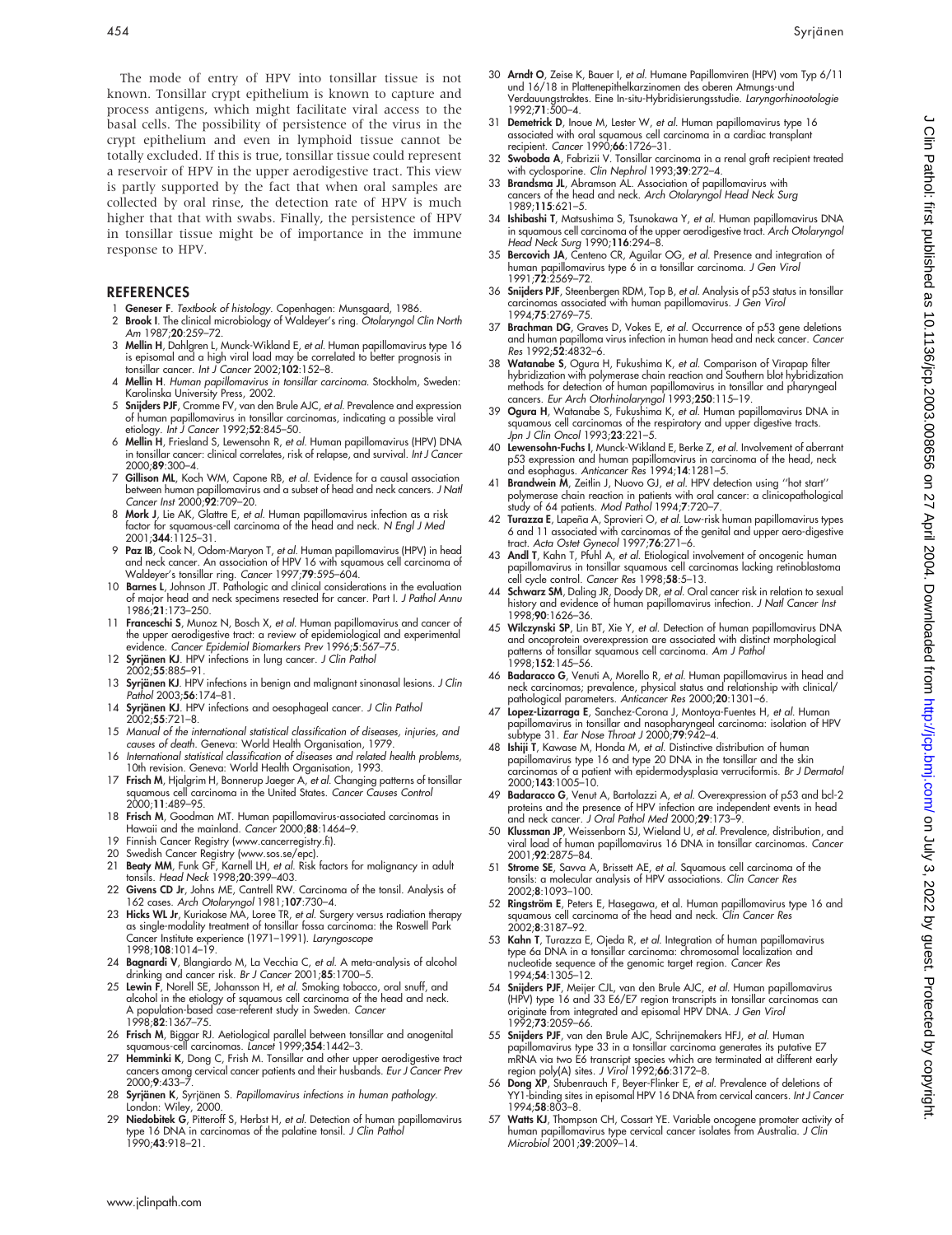The mode of entry of HPV into tonsillar tissue is not known. Tonsillar crypt epithelium is known to capture and process antigens, which might facilitate viral access to the basal cells. The possibility of persistence of the virus in the crypt epithelium and even in lymphoid tissue cannot be totally excluded. If this is true, tonsillar tissue could represent a reservoir of HPV in the upper aerodigestive tract. This view is partly supported by the fact that when oral samples are collected by oral rinse, the detection rate of HPV is much higher that that with swabs. Finally, the persistence of HPV in tonsillar tissue might be of importance in the immune response to HPV.

## REFERENCES

1. **Geneser F**. *Textbook of histology*. Copenhagen: Munsgaard, 1986.
2. **Brook I**. The clinical microbiology of Waldeyer's ring. *Otolaryngol Clin North Am* 1987;**20**:259–72.
3. **Mellin H**, Dahlgren L, Munck-Wikland E, *et al*. Human papillomavirus type 16 is episomal and a high viral load may be correlated to better prognosis in tonsillar cancer. *Int J Cancer* 2002;**102**:152–8.
4. **Mellin H**. *Human papillomavirus in tonsillar carcinoma*. Stockholm, Sweden: Karolinska University Press, 2002.
5. **Snijders PJF**, Cromme FV, van den Brule AJC, *et al*. Prevalence and expression of human papillomavirus in tonsillar carcinomas, indicating a possible viral etiology. *Int J Cancer* 1992;**52**:845–50.
6. **Mellin H**, Friesland S, Lewensohn R, *et al*. Human papillomavirus (HPV) DNA in tonsillar cancer: clinical correlates, risk of relapse, and survival. *Int J Cancer* 2000;**89**:300–4.
7. **Gillison ML**, Koch WM, Capone RB, *et al*. Evidence for a causal association between human papillomavirus and a subset of head and neck cancers. *J Natl Cancer Inst* 2000;**92**:709–20.
8. **Mork J**, Lie AK, Glattre E, *et al*. Human papillomavirus infection as a risk factor for squamous-cell carcinoma of the head and neck. *N Engl J Med* 2001;**344**:1125–31.
9. **Paz IB**, Cook N, Odom-Maryon T, *et al*. Human papillomavirus (HPV) in head and neck cancer. An association of HPV 16 with squamous cell carcinoma of Waldeyer's tonsillar ring. *Cancer* 1997;**79**:595–604.
10. **Barnes L**, Johnson JT. Pathologic and clinical considerations in the evaluation of major head and neck specimens resected for cancer. Part I. *J Pathol Annu* 1986;**21**:173–250.
11. **Franceschi S**, Munoz N, Bosch X, *et al*. Human papillomavirus and cancer of the upper aerodigestive tract: a review of epidemiological and experimental evidence. *Cancer Epidemiol Biomarkers Prev* 1996;**5**:567–75.
12. **Syrjänen KJ**. HPV infections in lung cancer. *J Clin Pathol* 2002;**55**:885–91.
13. **Syrjänen KJ**. HPV infections in benign and malignant sinonasal lesions. *J Clin Pathol* 2003;**56**:174–81.
14. **Syrjänen KJ**. HPV infections and oesophageal cancer. *J Clin Pathol* 2002;**55**:721–8.
15. *Manual of the international statistical classification of diseases, injuries, and causes of death*. Geneva: World Health Organisation, 1979.
16. *International statistical classification of diseases and related health problems*, 10th revision. Geneva: World Health Organisation, 1993.
17. **Frisch M**, Hjalgrim H, Bonnerup Jaeger A, *et al*. Changing patterns of tonsillar squamous cell carcinoma in the United States. *Cancer Causes Control* 2000;**11**:489–95.
18. **Frisch M**, Goodman MT. Human papillomavirus-associated carcinomas in Hawaii and the mainland. *Cancer* 2000;**88**:1464–9.
19. Finnish Cancer Registry (www.cancerregistry.fi).
20. Swedish Cancer Registry (www.sos.se/epc).
21. **Beaty MM**, Funk GF, Karnell LH, *et al*. Risk factors for malignancy in adult tonsils. *Head Neck* 1998;**20**:399–403.
22. **Givens CD Jr**, Johns ME, Cantrell RW. Carcinoma of the tonsil. Analysis of 162 cases. *Arch Otolaryngol* 1981;**107**:730–4.
23. **Hicks WL Jr**, Kuriakose MA, Loree TR, *et al*. Surgery versus radiation therapy as single-modality treatment of tonsillar fossa carcinoma: the Roswell Park Cancer Institute experience (1971–1991). *Laryngoscope* 1998;**108**:1014–19.
24. **Bagnardi V**, Blangiardo M, La Vecchia C, *et al*. A meta-analysis of alcohol drinking and cancer risk. *Br J Cancer* 2001;**85**:1700–5.
25. **Lewin F**, Norell SE, Johansson H, *et al*. Smoking tobacco, oral snuff, and alcohol in the etiology of squamous cell carcinoma of the head and neck. A population-based case-referent study in Sweden. *Cancer* 1998;**82**:1367–75.
26. **Frisch M**, Biggar RJ. Aetiological parallel between tonsillar and anogenital squamous-cell carcinomas. *Lancet* 1999;**354**:1442–3.
27. **Hemminki K**, Dong C, Frish M. Tonsillar and other upper aerodigestive tract cancers among cervical cancer patients and their husbands. *Eur J Cancer Prev* 2000;**9**:433–7.
28. **Syrjänen K**, Syrjänen S. *Papillomavirus infections in human pathology*. London: Wiley, 2000.
29. **Niedobitek G**, Pitteroff S, Herbst H, *et al*. Detection of human papillomavirus type 16 DNA in carcinomas of the palatine tonsil. *J Clin Pathol* 1990;**43**:918–21.
30. **Arndt O**, Zeise K, Bauer I, *et al*. Humane Papillomviren (HPV) vom Typ 6/11 und 16/18 in Plattenepithelkarzinomen des oberen Atmungs-und Verdauungstraktes. Eine In-situ-Hybridisierungsstudie. *Laryngorhinootologie* 1992;**71**:500–4.
31. **Demetrick D**, Inoue M, Lester W, *et al*. Human papillomavirus type 16 associated with oral squamous cell carcinoma in a cardiac transplant recipient. *Cancer* 1990;**66**:1726–31.
32. **Swoboda A**, Fabrizii V. Tonsillar carcinoma in a renal graft recipient treated with cyclosporine. *Clin Nephrol* 1993;**39**:272–4.
33. **Brandsma JL**, Abramson AL. Association of papillomavirus with cancers of the head and neck. *Arch Otolaryngol Head Neck Surg* 1989;**115**:621–5.
34. **Ishibashi T**, Matsushima S, Tsunokawa Y, *et al*. Human papillomavirus DNA in squamous cell carcinoma of the upper aerodigestive tract. *Arch Otolaryngol Head Neck Surg* 1990;**116**:294–8.
35. **Bercovich JA**, Centeno CR, Aguilar OG, *et al*. Presence and integration of human papillomavirus type 6 in a tonsillar carcinoma. *J Gen Virol* 1991;**72**:2569–72.
36. **Snijders PJF**, Steenbergen RDM, Top B, *et al*. Analysis of p53 status in tonsillar carcinomas associated with human papillomavirus. *J Gen Virol* 1994;**75**:2769–75.
37. **Brachman DG**, Graves D, Vokes E, *et al*. Occurrence of p53 gene deletions and human papilloma virus infection in human head and neck cancer. *Cancer Res* 1992;**52**:4832–6.
38. **Watanabe S**, Ogura H, Fukushima K, *et al*. Comparison of Virapap filter hybridization with polymerase chain reaction and Southern blot hybridization methods for detection of human papillomavirus in tonsillar and pharyngeal cancers. *Eur Arch Otorhinolaryngol* 1993;**250**:115–19.
39. **Ogura H**, Watanabe S, Fukushima K, *et al*. Human papillomavirus DNA in squamous cell carcinomas of the respiratory and upper digestive tracts. *Jpn J Clin Oncol* 1993;**23**:221–5.
40. **Lewensohn-Fuchs I**, Munck-Wikland E, Berke Z, *et al*. Involvement of aberrant p53 expression and human papillomavirus in carcinoma of the head, neck and esophagus. *Anticancer Res* 1994;**14**:1281–5.
41. **Brandwein M**, Zeitlin J, Nuovo GJ, *et al*. HPV detection using "hot start" polymerase chain reaction in patients with oral cancer: a clinicopathological study of 64 patients. *Mod Pathol* 1994;**7**:720–7.
42. **Turazza E**, Lapeña A, Sprovieri O, *et al*. Low-risk human papillomavirus types 6 and 11 associated with carcinomas of the genital and upper aero-digestive tract. *Acta Ostet Gynecol* 1997;**76**:271–6.
43. **Andl T**, Kahn T, Pfuhl A, *et al*. Etiological involvement of oncogenic human papillomavirus in tonsillar squamous cell carcinomas lacking retinoblastoma cell cycle control. *Cancer Res* 1998;**58**:5–13.
44. **Schwarz SM**, Daling JR, Doody DR, *et al*. Oral cancer risk in relation to sexual history and evidence of human papillomavirus infection. *J Natl Cancer Inst* 1998;**90**:1626–36.
45. **Wilczynski SP**, Lin BT, Xie Y, *et al*. Detection of human papillomavirus DNA and oncoprotein overexpression are associated with distinct morphological patterns of tonsillar squamous cell carcinoma. *Am J Pathol* 1998;**152**:145–56.
46. **Badaracco G**, Venuti A, Morello R, *et al*. Human papillomavirus in head and neck carcinomas; prevalence, physical status and relationship with clinical/pathological parameters. *Anticancer Res* 2000;**20**:1301–6.
47. **Lopez-Lizarraga E**, Sanchez-Corona J, Montoya-Fuentes H, *et al*. Human papillomavirus in tonsillar and nasopharyngeal carcinoma: isolation of HPV subtype 31. *Ear Nose Throat J* 2000;**79**:942–4.
48. **Ishiji T**, Kawase M, Honda M, *et al*. Distinctive distribution of human papillomavirus type 16 and type 20 DNA in the tonsillar and the skin carcinomas of a patient with epidermodysplasia verruciformis. *Br J Dermatol* 2000;**143**:1005–10.
49. **Badaracco G**, Venut A, Bartolazzi A, *et al*. Overexpression of p53 and bcl-2 proteins and the presence of HPV infection are independent events in head and neck cancer. *J Oral Pathol Med* 2000;**29**:173–9.
50. **Klussman JP**, Weissenborn SJ, Wieland U, *et al*. Prevalence, distribution, and viral load of human papillomavirus 16 DNA in tonsillar carcinomas. *Cancer* 2001;**92**:2875–84.
51. **Strome SE**, Savva A, Brissett AE, *et al*. Squamous cell carcinoma of the tonsils: a molecular analysis of HPV associations. *Clin Cancer Res* 2002;**8**:1093–100.
52. **Ringström E**, Peters E, Hasegawa, et al. Human papillomavirus type 16 and squamous cell carcinoma of the head and neck. *Clin Cancer Res* 2002;**8**:3187–92.
53. **Kahn T**, Turazza E, Ojeda R, *et al*. Integration of human papillomavirus type 6a DNA in a tonsillar carcinoma: chromosomal localization and nucleotide sequence of the genomic target region. *Cancer Res* 1994;**54**:1305–12.
54. **Snijders PJF**, Meijer CJL, van den Brule AJC, *et al*. Human papillomavirus (HPV) type 16 and 33 E6/E7 region transcripts in tonsillar carcinomas can originate from integrated and episomal HPV DNA. *J Gen Virol* 1992;**73**:2059–66.
55. **Snijders PJF**, van den Brule AJC, Schrijnemakers HFJ, *et al*. Human papillomavirus type 33 in a tonsillar carcinoma generates its putative E7 mRNA via two E6 transcript species which are terminated at different early region poly(A) sites. *J Virol* 1992;**66**:3172–8.
56. **Dong XP**, Stubenrauch F, Beyer-Flinker E, *et al*. Prevalence of deletions of YY1-binding sites in episomal HPV 16 DNA from cervical cancers. *Int J Cancer* 1994;**58**:803–8.
57. **Watts KJ**, Thompson CH, Cossart YE. Variable oncogene promoter activity of human papillomavirus type cervical cancer isolates from Australia. *J Clin Microbiol* 2001;**39**:2009–14.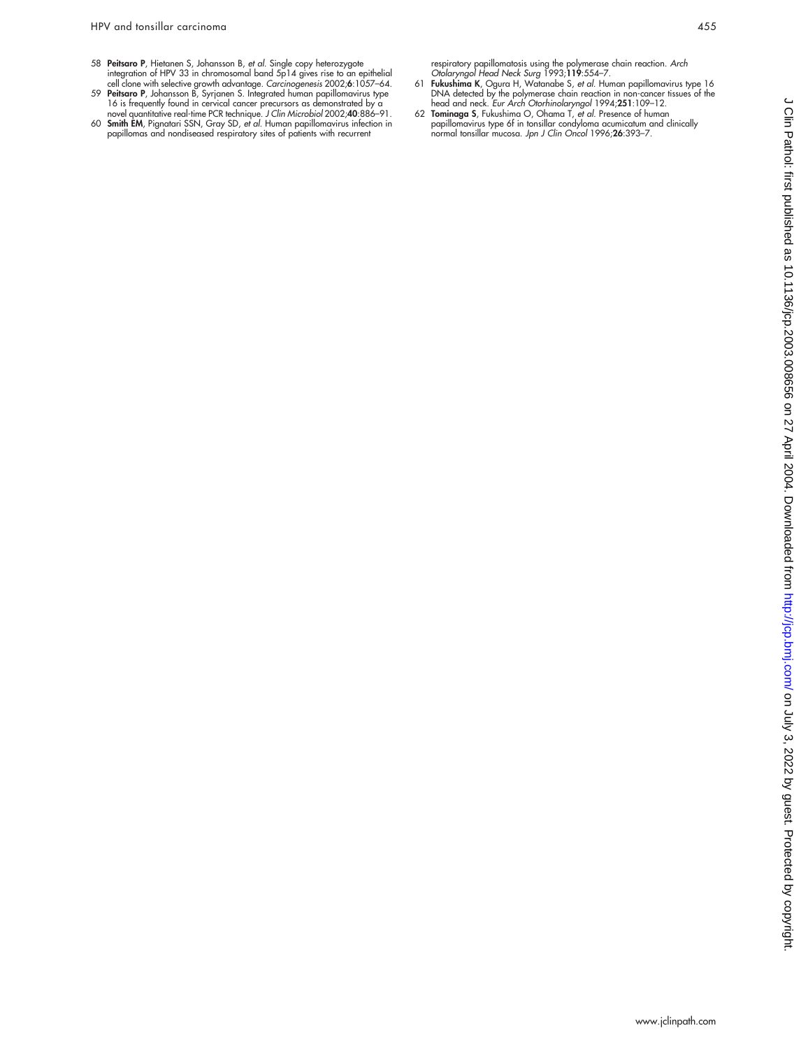58 **Peitsaro P**, Hietanen S, Johansson B, *et al*. Single copy heterozygote integration of HPV 33 in chromosomal band 5p14 gives rise to an epithelial cell clone with selective growth advantage. *Carcinogenesis* 2002;**6**:1057–64.

59 **Peitsaro P**, Johansson B, Syrjanen S. Integrated human papillomavirus type 16 is frequently found in cervical cancer precursors as demonstrated by a novel quantitative real-time PCR technique. *J Clin Microbiol* 2002;**40**:886–91.

60 **Smith EM**, Pignatari SSN, Gray SD, *et al*. Human papillomavirus infection in papillomas and nondiseased respiratory sites of patients with recurrent respiratory papillomatosis using the polymerase chain reaction. *Arch Otolaryngol Head Neck Surg* 1993;**119**:554–7.

61 **Fukushima K**, Ogura H, Watanabe S, *et al*. Human papillomavirus type 16 DNA detected by the polymerase chain reaction in non-cancer tissues of the head and neck. *Eur Arch Otorhinolaryngol* 1994;**251**:109–12.

62 **Tominaga S**, Fukushima O, Ohama T, *et al*. Presence of human papillomavirus type 6f in tonsillar condyloma acumicatum and clinically normal tonsillar mucosa. *Jpn J Clin Oncol* 1996;**26**:393–7.